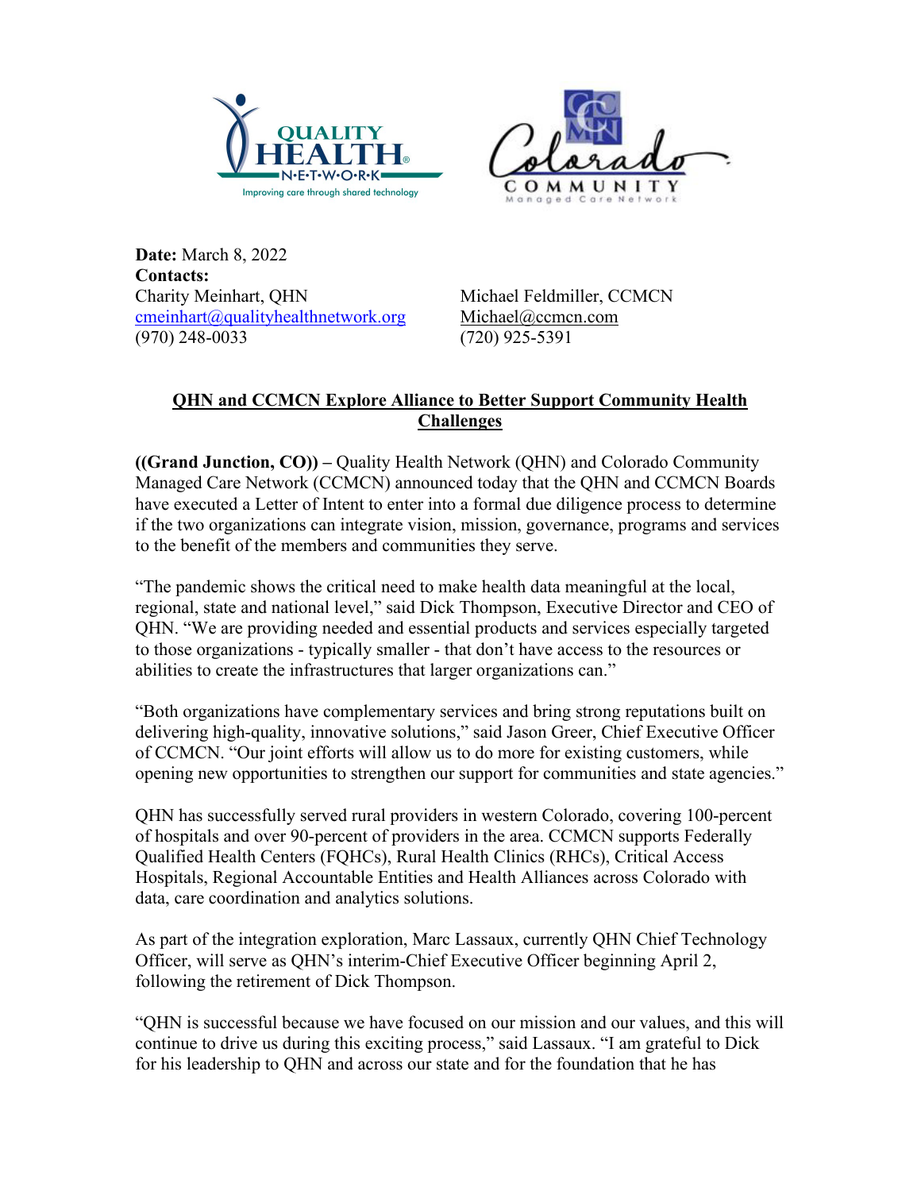**Date:** March 8, 2022
**Contacts:**

Charity Meinhart, QHN
cmeinhart@qualityhealthnetwork.org
(970) 248-0033

Michael Feldmiller, CCMCN
Michael@ccmcn.com
(720) 925-5391

## QHN and CCMCN Explore Alliance to Better Support Community Health Challenges

**((Grand Junction, CO)) –** Quality Health Network (QHN) and Colorado Community Managed Care Network (CCMCN) announced today that the QHN and CCMCN Boards have executed a Letter of Intent to enter into a formal due diligence process to determine if the two organizations can integrate vision, mission, governance, programs and services to the benefit of the members and communities they serve.

"The pandemic shows the critical need to make health data meaningful at the local, regional, state and national level," said Dick Thompson, Executive Director and CEO of QHN. "We are providing needed and essential products and services especially targeted to those organizations - typically smaller - that don't have access to the resources or abilities to create the infrastructures that larger organizations can."

"Both organizations have complementary services and bring strong reputations built on delivering high-quality, innovative solutions," said Jason Greer, Chief Executive Officer of CCMCN. "Our joint efforts will allow us to do more for existing customers, while opening new opportunities to strengthen our support for communities and state agencies."

QHN has successfully served rural providers in western Colorado, covering 100-percent of hospitals and over 90-percent of providers in the area. CCMCN supports Federally Qualified Health Centers (FQHCs), Rural Health Clinics (RHCs), Critical Access Hospitals, Regional Accountable Entities and Health Alliances across Colorado with data, care coordination and analytics solutions.

As part of the integration exploration, Marc Lassaux, currently QHN Chief Technology Officer, will serve as QHN's interim-Chief Executive Officer beginning April 2, following the retirement of Dick Thompson.

"QHN is successful because we have focused on our mission and our values, and this will continue to drive us during this exciting process," said Lassaux. "I am grateful to Dick for his leadership to QHN and across our state and for the foundation that he has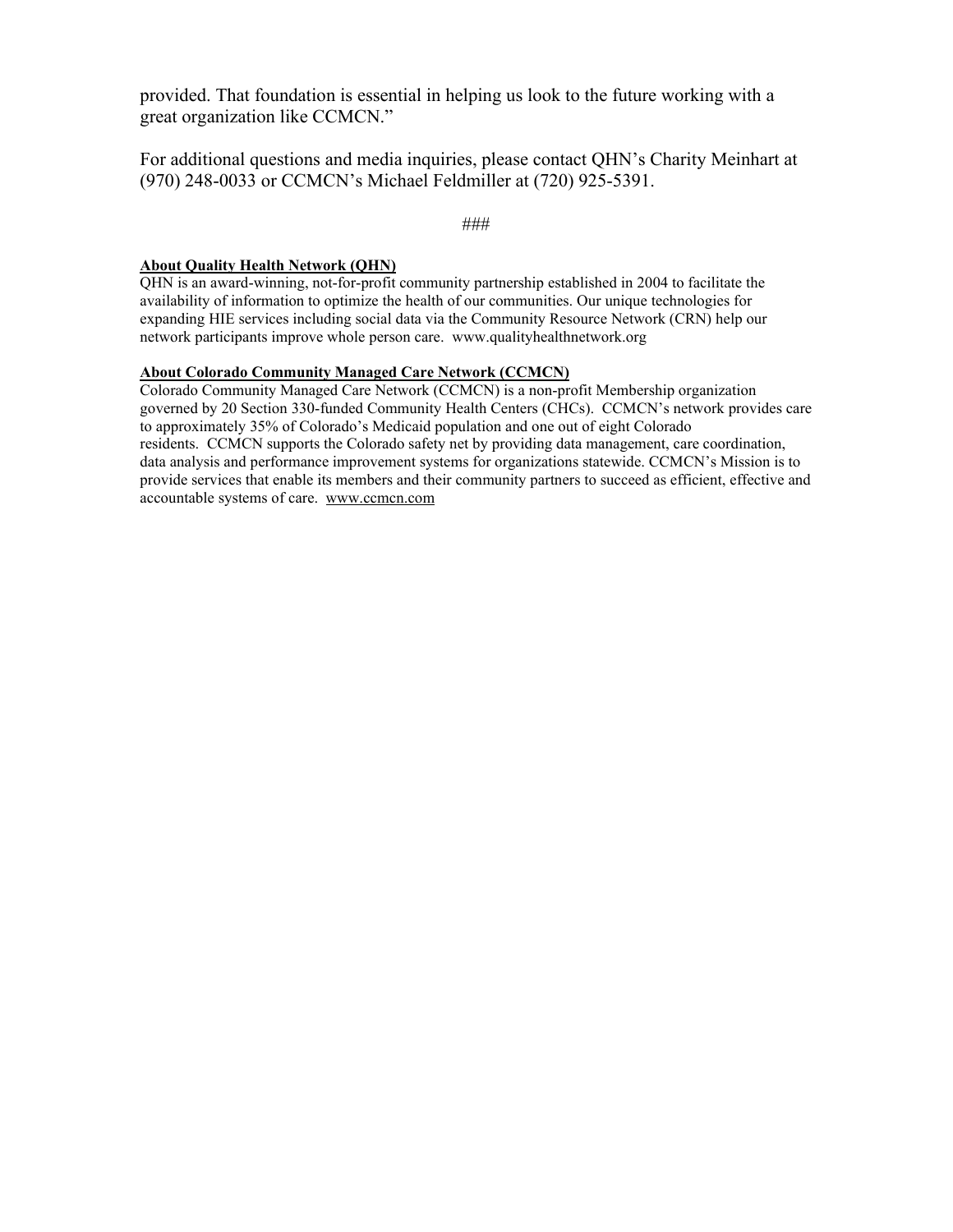provided. That foundation is essential in helping us look to the future working with a great organization like CCMCN."

For additional questions and media inquiries, please contact QHN's Charity Meinhart at (970) 248-0033 or CCMCN's Michael Feldmiller at (720) 925-5391.

###

**About Quality Health Network (QHN)**

QHN is an award-winning, not-for-profit community partnership established in 2004 to facilitate the availability of information to optimize the health of our communities. Our unique technologies for expanding HIE services including social data via the Community Resource Network (CRN) help our network participants improve whole person care. www.qualityhealthnetwork.org

**About Colorado Community Managed Care Network (CCMCN)**

Colorado Community Managed Care Network (CCMCN) is a non-profit Membership organization governed by 20 Section 330-funded Community Health Centers (CHCs). CCMCN's network provides care to approximately 35% of Colorado's Medicaid population and one out of eight Colorado residents. CCMCN supports the Colorado safety net by providing data management, care coordination, data analysis and performance improvement systems for organizations statewide. CCMCN's Mission is to provide services that enable its members and their community partners to succeed as efficient, effective and accountable systems of care. www.ccmcn.com